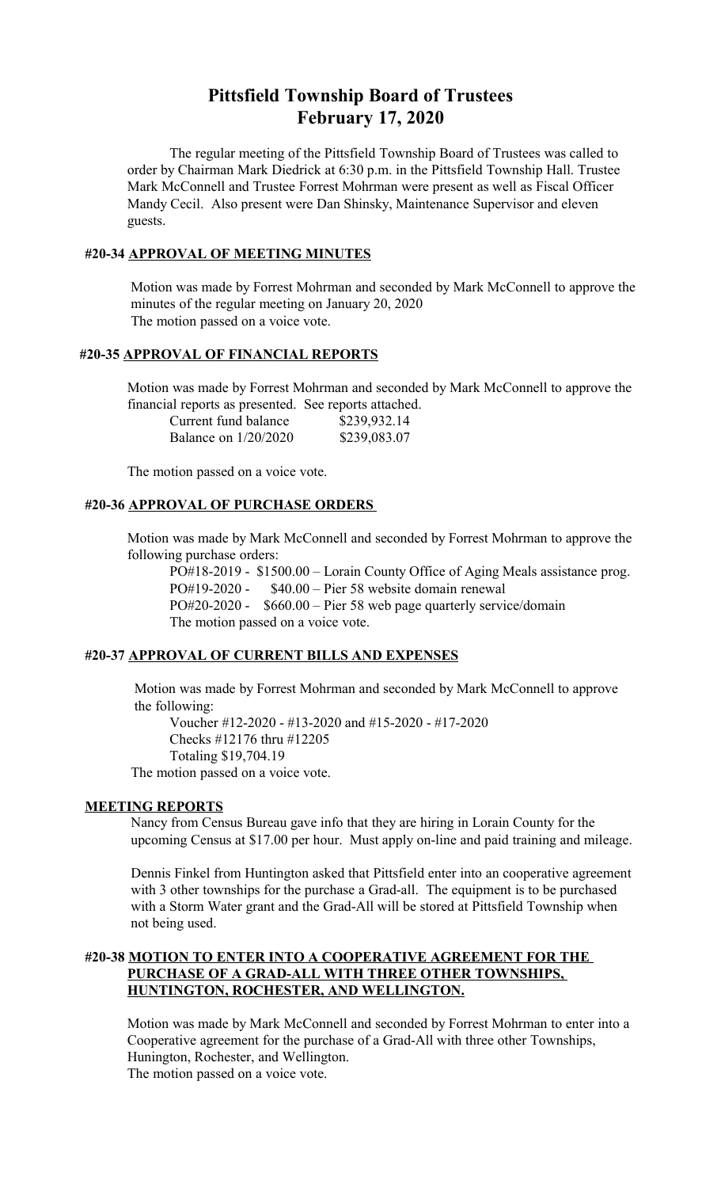# Pittsfield Township Board of Trustees
# February 17, 2020

The regular meeting of the Pittsfield Township Board of Trustees was called to order by Chairman Mark Diedrick at 6:30 p.m. in the Pittsfield Township Hall. Trustee Mark McConnell and Trustee Forrest Mohrman were present as well as Fiscal Officer Mandy Cecil. Also present were Dan Shinsky, Maintenance Supervisor and eleven guests.

## #20-34 APPROVAL OF MEETING MINUTES

Motion was made by Forrest Mohrman and seconded by Mark McConnell to approve the minutes of the regular meeting on January 20, 2020
The motion passed on a voice vote.

## #20-35 APPROVAL OF FINANCIAL REPORTS

Motion was made by Forrest Mohrman and seconded by Mark McConnell to approve the financial reports as presented. See reports attached.

| | |
|---|---|
| Current fund balance | $239,932.14 |
| Balance on 1/20/2020 | $239,083.07 |

The motion passed on a voice vote.

## #20-36 APPROVAL OF PURCHASE ORDERS

Motion was made by Mark McConnell and seconded by Forrest Mohrman to approve the following purchase orders:

PO#18-2019 - $1500.00 – Lorain County Office of Aging Meals assistance prog.
PO#19-2020 - $40.00 – Pier 58 website domain renewal
PO#20-2020 - $660.00 – Pier 58 web page quarterly service/domain
The motion passed on a voice vote.

## #20-37 APPROVAL OF CURRENT BILLS AND EXPENSES

Motion was made by Forrest Mohrman and seconded by Mark McConnell to approve the following:

Voucher #12-2020 - #13-2020 and #15-2020 - #17-2020
Checks #12176 thru #12205
Totaling $19,704.19

The motion passed on a voice vote.

## MEETING REPORTS

Nancy from Census Bureau gave info that they are hiring in Lorain County for the upcoming Census at $17.00 per hour. Must apply on-line and paid training and mileage.

Dennis Finkel from Huntington asked that Pittsfield enter into an cooperative agreement with 3 other townships for the purchase a Grad-all. The equipment is to be purchased with a Storm Water grant and the Grad-All will be stored at Pittsfield Township when not being used.

## #20-38 MOTION TO ENTER INTO A COOPERATIVE AGREEMENT FOR THE PURCHASE OF A GRAD-ALL WITH THREE OTHER TOWNSHIPS, HUNTINGTON, ROCHESTER, AND WELLINGTON.

Motion was made by Mark McConnell and seconded by Forrest Mohrman to enter into a Cooperative agreement for the purchase of a Grad-All with three other Townships, Hunington, Rochester, and Wellington.
The motion passed on a voice vote.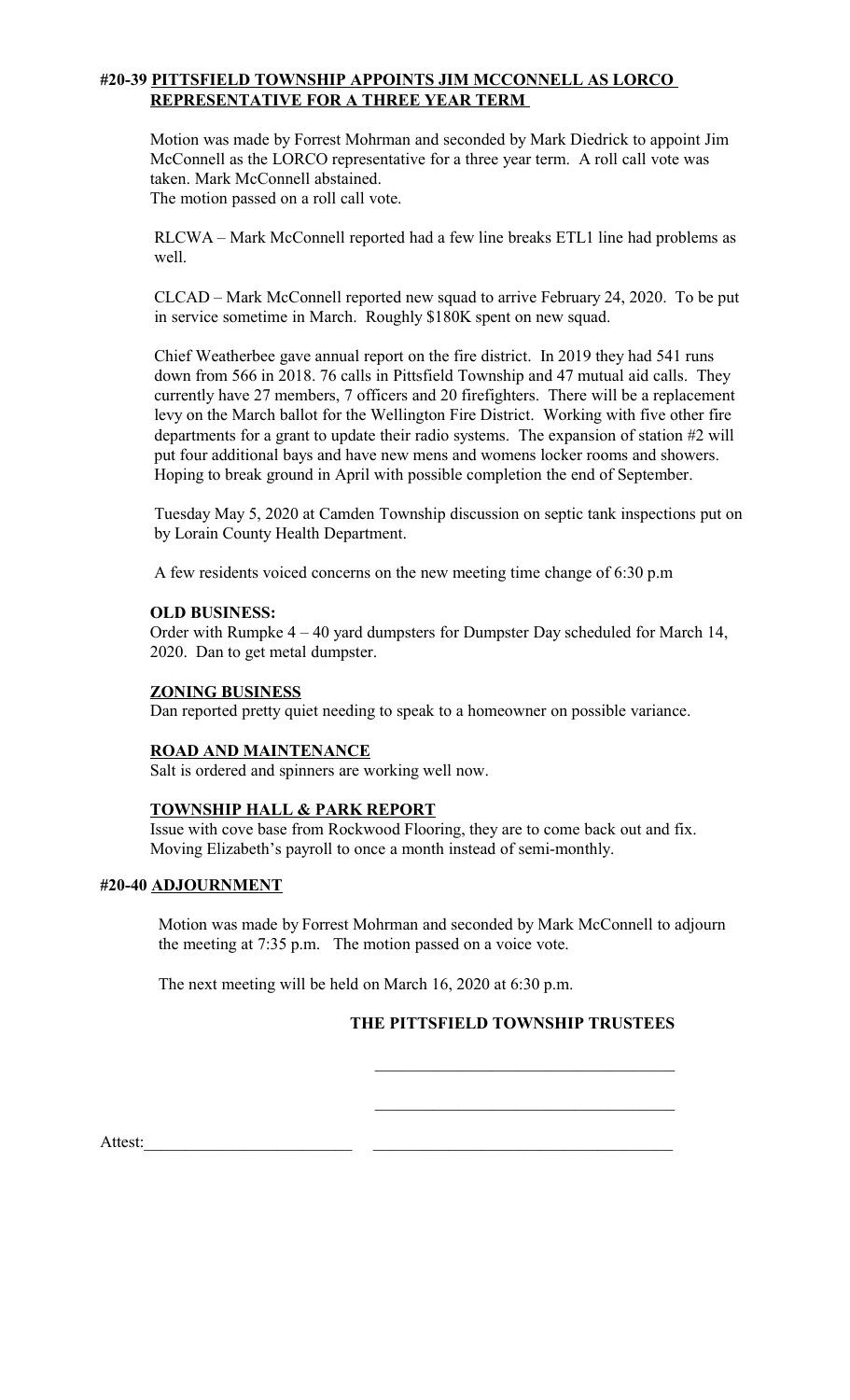**#20-39 PITTSFIELD TOWNSHIP APPOINTS JIM MCCONNELL AS LORCO REPRESENTATIVE FOR A THREE YEAR TERM**

Motion was made by Forrest Mohrman and seconded by Mark Diedrick to appoint Jim McConnell as the LORCO representative for a three year term. A roll call vote was taken. Mark McConnell abstained.
The motion passed on a roll call vote.

RLCWA – Mark McConnell reported had a few line breaks ETL1 line had problems as well.

CLCAD – Mark McConnell reported new squad to arrive February 24, 2020. To be put in service sometime in March. Roughly $180K spent on new squad.

Chief Weatherbee gave annual report on the fire district. In 2019 they had 541 runs down from 566 in 2018. 76 calls in Pittsfield Township and 47 mutual aid calls. They currently have 27 members, 7 officers and 20 firefighters. There will be a replacement levy on the March ballot for the Wellington Fire District. Working with five other fire departments for a grant to update their radio systems. The expansion of station #2 will put four additional bays and have new mens and womens locker rooms and showers. Hoping to break ground in April with possible completion the end of September.

Tuesday May 5, 2020 at Camden Township discussion on septic tank inspections put on by Lorain County Health Department.

A few residents voiced concerns on the new meeting time change of 6:30 p.m

**OLD BUSINESS:**

Order with Rumpke 4 – 40 yard dumpsters for Dumpster Day scheduled for March 14, 2020. Dan to get metal dumpster.

**ZONING BUSINESS**

Dan reported pretty quiet needing to speak to a homeowner on possible variance.

**ROAD AND MAINTENANCE**

Salt is ordered and spinners are working well now.

**TOWNSHIP HALL & PARK REPORT**

Issue with cove base from Rockwood Flooring, they are to come back out and fix.
Moving Elizabeth's payroll to once a month instead of semi-monthly.

**#20-40 ADJOURNMENT**

Motion was made by Forrest Mohrman and seconded by Mark McConnell to adjourn the meeting at 7:35 p.m. The motion passed on a voice vote.

The next meeting will be held on March 16, 2020 at 6:30 p.m.

**THE PITTSFIELD TOWNSHIP TRUSTEES**

\_\_\_\_\_\_\_\_\_\_\_\_\_\_\_\_\_\_\_\_\_\_\_\_\_\_\_\_\_\_\_\_\_\_\_

\_\_\_\_\_\_\_\_\_\_\_\_\_\_\_\_\_\_\_\_\_\_\_\_\_\_\_\_\_\_\_\_\_\_\_

Attest:\_\_\_\_\_\_\_\_\_\_\_\_\_\_\_\_\_\_\_\_\_\_\_\_\_ \_\_\_\_\_\_\_\_\_\_\_\_\_\_\_\_\_\_\_\_\_\_\_\_\_\_\_\_\_\_\_\_\_\_\_